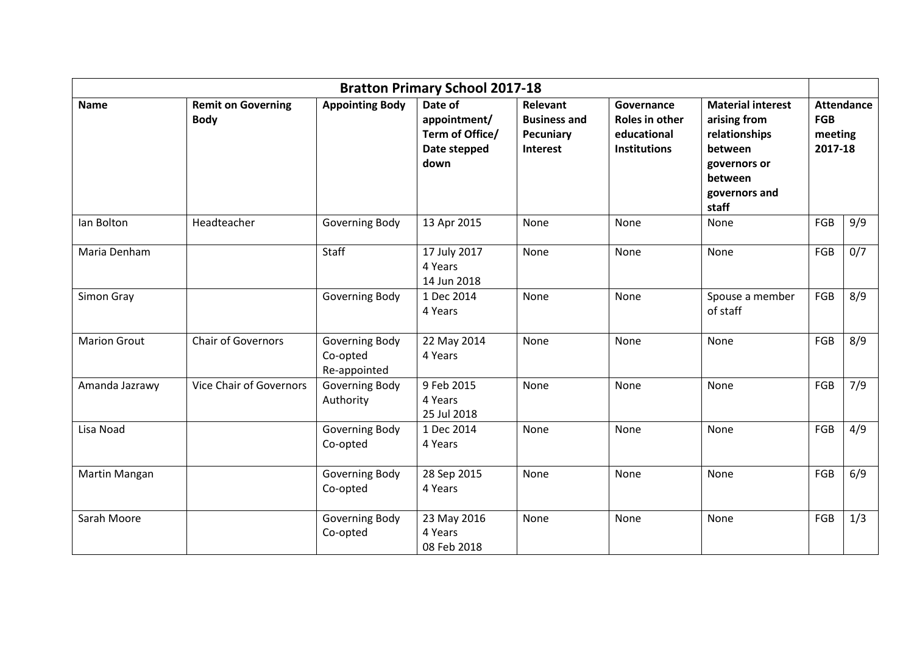| Bratton Primary School 2017-18 | | | | | | | | |
|---|---|---|---|---|---|---|---|---|
| **Name** | **Remit on Governing Body** | **Appointing Body** | **Date of appointment/ Term of Office/ Date stepped down** | **Relevant Business and Pecuniary Interest** | **Governance Roles in other educational Institutions** | **Material interest arising from relationships between governors or between governors and staff** | **Attendance FGB meeting 2017-18** | |
| Ian Bolton | Headteacher | Governing Body | 13 Apr 2015 | None | None | None | FGB | 9/9 |
| Maria Denham | | Staff | 17 July 2017<br>4 Years<br>14 Jun 2018 | None | None | None | FGB | 0/7 |
| Simon Gray | | Governing Body | 1 Dec 2014<br>4 Years | None | None | Spouse a member of staff | FGB | 8/9 |
| Marion Grout | Chair of Governors | Governing Body<br>Co-opted<br>Re-appointed | 22 May 2014<br>4 Years | None | None | None | FGB | 8/9 |
| Amanda Jazrawy | Vice Chair of Governors | Governing Body<br>Authority | 9 Feb 2015<br>4 Years<br>25 Jul 2018 | None | None | None | FGB | 7/9 |
| Lisa Noad | | Governing Body<br>Co-opted | 1 Dec 2014<br>4 Years | None | None | None | FGB | 4/9 |
| Martin Mangan | | Governing Body<br>Co-opted | 28 Sep 2015<br>4 Years | None | None | None | FGB | 6/9 |
| Sarah Moore | | Governing Body<br>Co-opted | 23 May 2016<br>4 Years<br>08 Feb 2018 | None | None | None | FGB | 1/3 |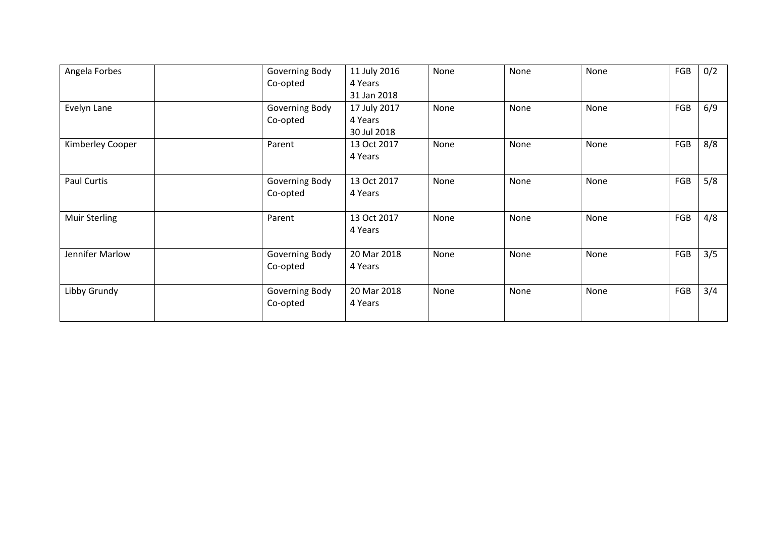| | | | | | | | | |
|---|---|---|---|---|---|---|---|---|
| Angela Forbes | | Governing Body Co-opted | 11 July 2016<br>4 Years<br>31 Jan 2018 | None | None | None | FGB | 0/2 |
| Evelyn Lane | | Governing Body Co-opted | 17 July 2017<br>4 Years<br>30 Jul 2018 | None | None | None | FGB | 6/9 |
| Kimberley Cooper | | Parent | 13 Oct 2017<br>4 Years | None | None | None | FGB | 8/8 |
| Paul Curtis | | Governing Body Co-opted | 13 Oct 2017<br>4 Years | None | None | None | FGB | 5/8 |
| Muir Sterling | | Parent | 13 Oct 2017<br>4 Years | None | None | None | FGB | 4/8 |
| Jennifer Marlow | | Governing Body Co-opted | 20 Mar 2018<br>4 Years | None | None | None | FGB | 3/5 |
| Libby Grundy | | Governing Body Co-opted | 20 Mar 2018<br>4 Years | None | None | None | FGB | 3/4 |